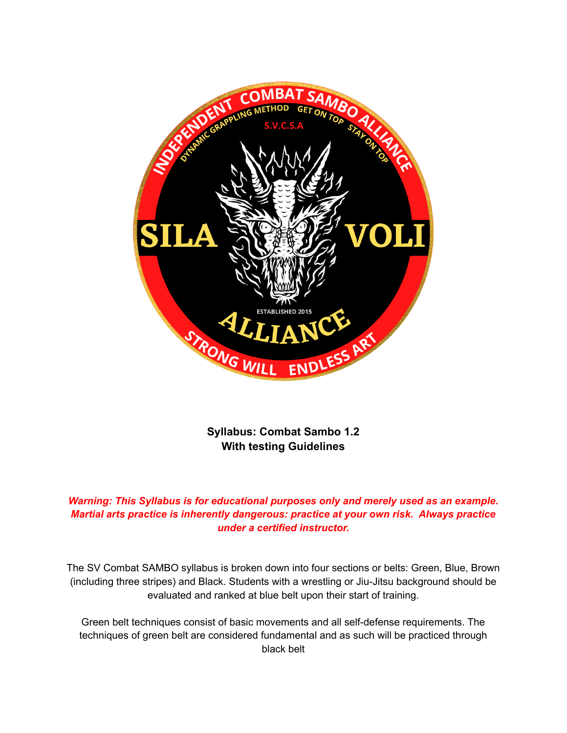**Syllabus: Combat Sambo 1.2**
**With testing Guidelines**

***Warning: This Syllabus is for educational purposes only and merely used as an example. Martial arts practice is inherently dangerous: practice at your own risk. Always practice under a certified instructor.***

The SV Combat SAMBO syllabus is broken down into four sections or belts: Green, Blue, Brown (including three stripes) and Black. Students with a wrestling or Jiu-Jitsu background should be evaluated and ranked at blue belt upon their start of training.

Green belt techniques consist of basic movements and all self-defense requirements. The techniques of green belt are considered fundamental and as such will be practiced through black belt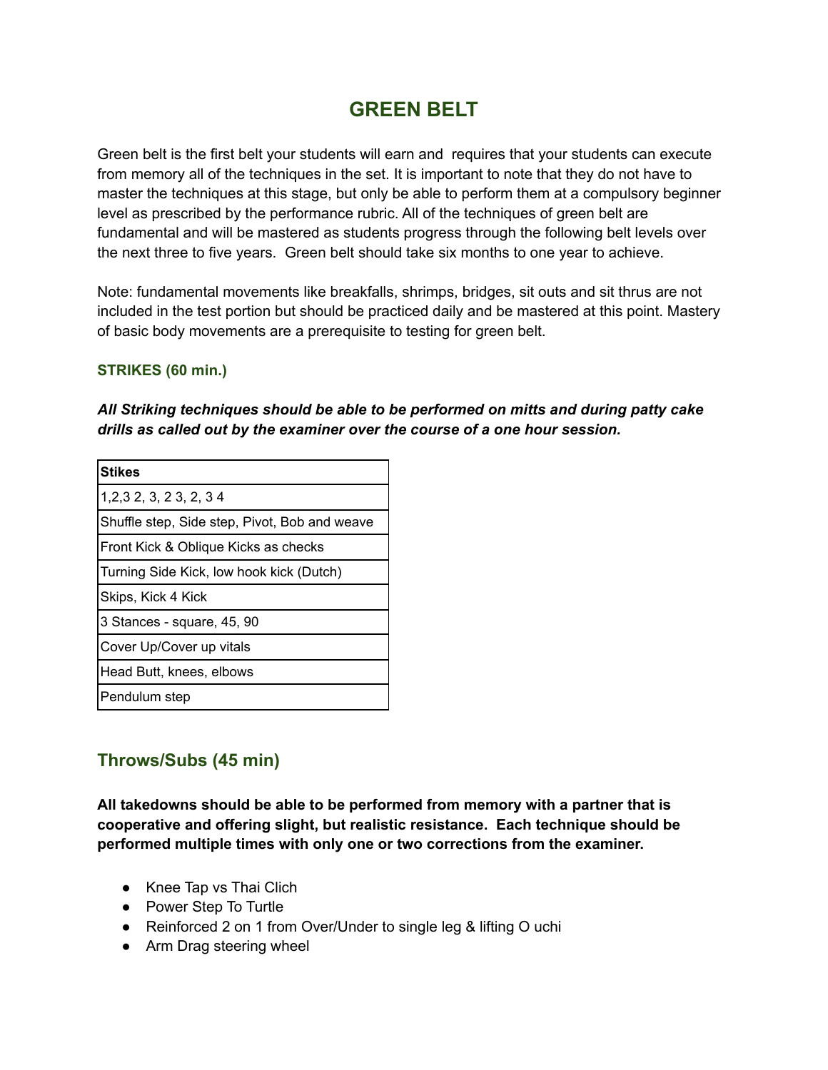# GREEN BELT

Green belt is the first belt your students will earn and requires that your students can execute from memory all of the techniques in the set. It is important to note that they do not have to master the techniques at this stage, but only be able to perform them at a compulsory beginner level as prescribed by the performance rubric. All of the techniques of green belt are fundamental and will be mastered as students progress through the following belt levels over the next three to five years. Green belt should take six months to one year to achieve.

Note: fundamental movements like breakfalls, shrimps, bridges, sit outs and sit thrus are not included in the test portion but should be practiced daily and be mastered at this point. Mastery of basic body movements are a prerequisite to testing for green belt.

### STRIKES (60 min.)

***All Striking techniques should be able to be performed on mitts and during patty cake drills as called out by the examiner over the course of a one hour session.***

| Stikes |
|---|
| 1,2,3 2, 3, 2 3, 2, 3 4 |
| Shuffle step, Side step, Pivot, Bob and weave |
| Front Kick & Oblique Kicks as checks |
| Turning Side Kick, low hook kick (Dutch) |
| Skips, Kick 4 Kick |
| 3 Stances - square, 45, 90 |
| Cover Up/Cover up vitals |
| Head Butt, knees, elbows |
| Pendulum step |

## Throws/Subs (45 min)

**All takedowns should be able to be performed from memory with a partner that is cooperative and offering slight, but realistic resistance. Each technique should be performed multiple times with only one or two corrections from the examiner.**

- Knee Tap vs Thai Clich
- Power Step To Turtle
- Reinforced 2 on 1 from Over/Under to single leg & lifting O uchi
- Arm Drag steering wheel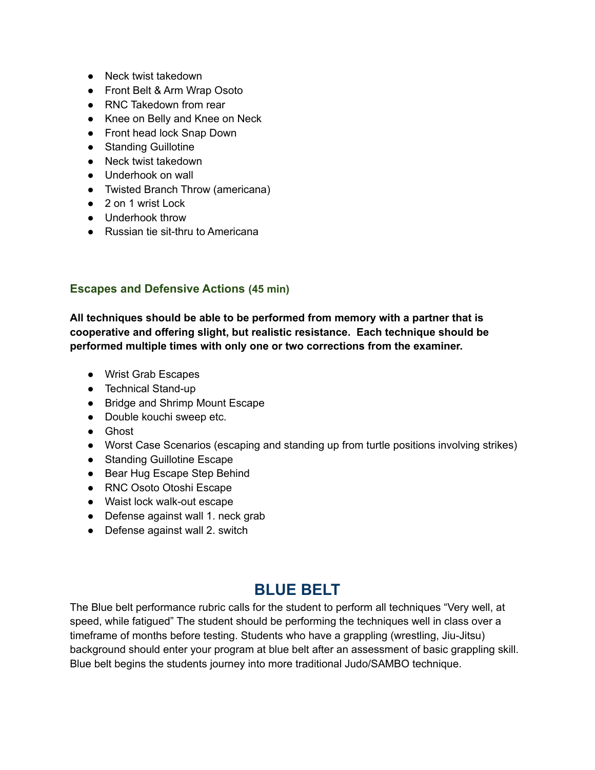- Neck twist takedown
- Front Belt & Arm Wrap Osoto
- RNC Takedown from rear
- Knee on Belly and Knee on Neck
- Front head lock Snap Down
- Standing Guillotine
- Neck twist takedown
- Underhook on wall
- Twisted Branch Throw (americana)
- 2 on 1 wrist Lock
- Underhook throw
- Russian tie sit-thru to Americana

### Escapes and Defensive Actions (45 min)

**All techniques should be able to be performed from memory with a partner that is cooperative and offering slight, but realistic resistance. Each technique should be performed multiple times with only one or two corrections from the examiner.**

- Wrist Grab Escapes
- Technical Stand-up
- Bridge and Shrimp Mount Escape
- Double kouchi sweep etc.
- Ghost
- Worst Case Scenarios (escaping and standing up from turtle positions involving strikes)
- Standing Guillotine Escape
- Bear Hug Escape Step Behind
- RNC Osoto Otoshi Escape
- Waist lock walk-out escape
- Defense against wall 1. neck grab
- Defense against wall 2. switch

## BLUE BELT

The Blue belt performance rubric calls for the student to perform all techniques "Very well, at speed, while fatigued" The student should be performing the techniques well in class over a timeframe of months before testing. Students who have a grappling (wrestling, Jiu-Jitsu) background should enter your program at blue belt after an assessment of basic grappling skill. Blue belt begins the students journey into more traditional Judo/SAMBO technique.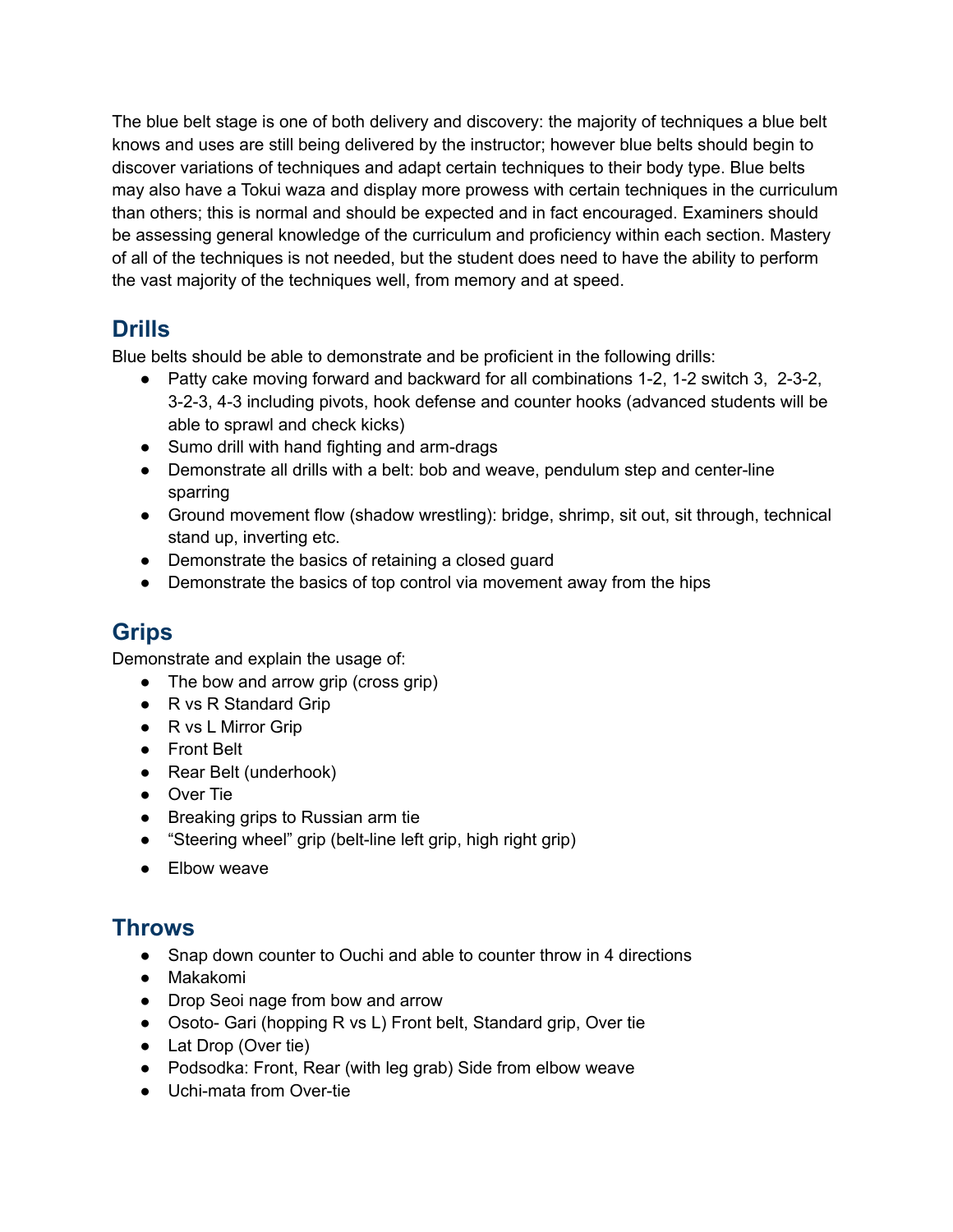The blue belt stage is one of both delivery and discovery: the majority of techniques a blue belt knows and uses are still being delivered by the instructor; however blue belts should begin to discover variations of techniques and adapt certain techniques to their body type. Blue belts may also have a Tokui waza and display more prowess with certain techniques in the curriculum than others; this is normal and should be expected and in fact encouraged. Examiners should be assessing general knowledge of the curriculum and proficiency within each section. Mastery of all of the techniques is not needed, but the student does need to have the ability to perform the vast majority of the techniques well, from memory and at speed.

## Drills

Blue belts should be able to demonstrate and be proficient in the following drills:

- Patty cake moving forward and backward for all combinations 1-2, 1-2 switch 3, 2-3-2, 3-2-3, 4-3 including pivots, hook defense and counter hooks (advanced students will be able to sprawl and check kicks)
- Sumo drill with hand fighting and arm-drags
- Demonstrate all drills with a belt: bob and weave, pendulum step and center-line sparring
- Ground movement flow (shadow wrestling): bridge, shrimp, sit out, sit through, technical stand up, inverting etc.
- Demonstrate the basics of retaining a closed guard
- Demonstrate the basics of top control via movement away from the hips

## Grips

Demonstrate and explain the usage of:

- The bow and arrow grip (cross grip)
- R vs R Standard Grip
- R vs L Mirror Grip
- Front Belt
- Rear Belt (underhook)
- Over Tie
- Breaking grips to Russian arm tie
- "Steering wheel" grip (belt-line left grip, high right grip)
- Elbow weave

## Throws

- Snap down counter to Ouchi and able to counter throw in 4 directions
- Makakomi
- Drop Seoi nage from bow and arrow
- Osoto- Gari (hopping R vs L) Front belt, Standard grip, Over tie
- Lat Drop (Over tie)
- Podsodka: Front, Rear (with leg grab) Side from elbow weave
- Uchi-mata from Over-tie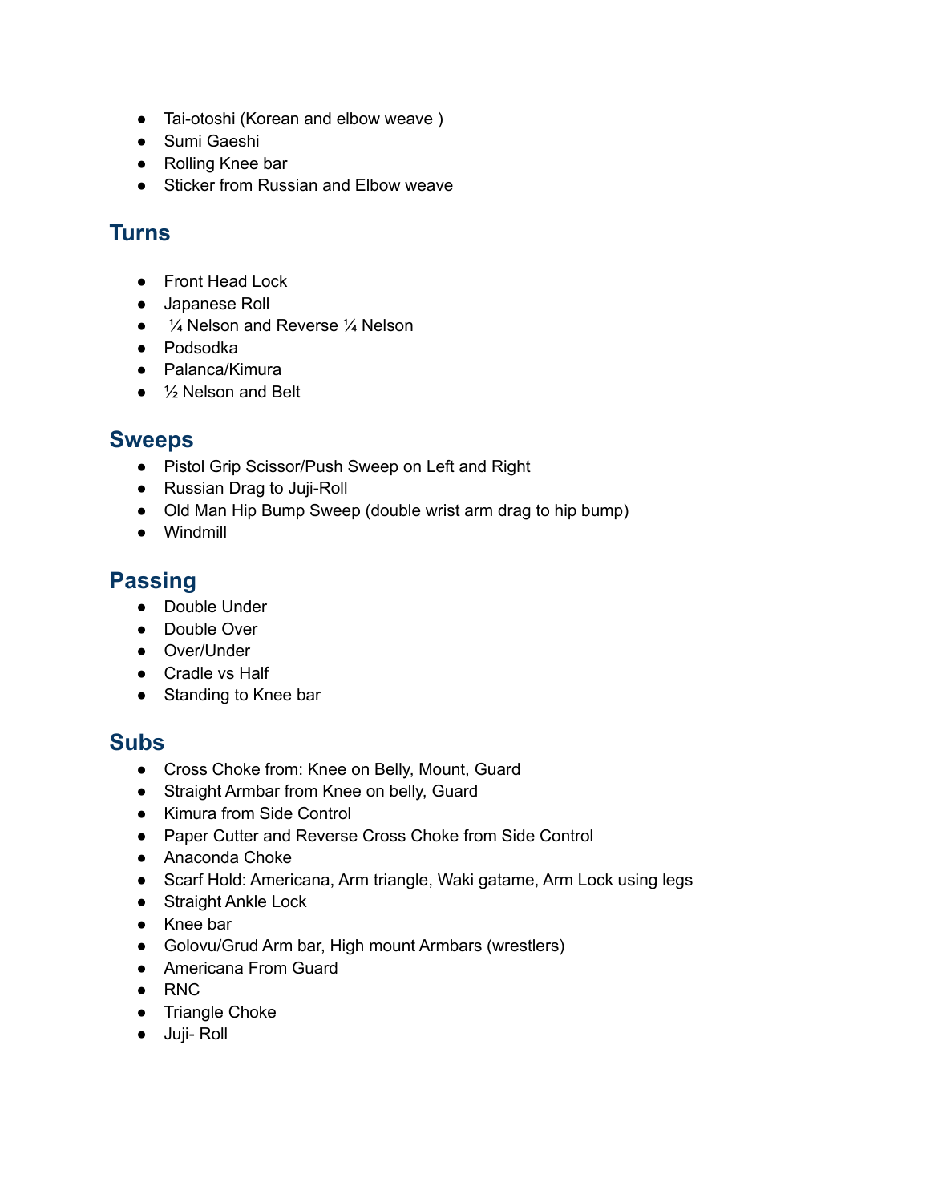- Tai-otoshi (Korean and elbow weave )
- Sumi Gaeshi
- Rolling Knee bar
- Sticker from Russian and Elbow weave

## Turns

- Front Head Lock
- Japanese Roll
- ¼ Nelson and Reverse ¼ Nelson
- Podsodka
- Palanca/Kimura
- ½ Nelson and Belt

## Sweeps

- Pistol Grip Scissor/Push Sweep on Left and Right
- Russian Drag to Juji-Roll
- Old Man Hip Bump Sweep (double wrist arm drag to hip bump)
- Windmill

## Passing

- Double Under
- Double Over
- Over/Under
- Cradle vs Half
- Standing to Knee bar

## Subs

- Cross Choke from: Knee on Belly, Mount, Guard
- Straight Armbar from Knee on belly, Guard
- Kimura from Side Control
- Paper Cutter and Reverse Cross Choke from Side Control
- Anaconda Choke
- Scarf Hold: Americana, Arm triangle, Waki gatame, Arm Lock using legs
- Straight Ankle Lock
- Knee bar
- Golovu/Grud Arm bar, High mount Armbars (wrestlers)
- Americana From Guard
- RNC
- Triangle Choke
- Juji- Roll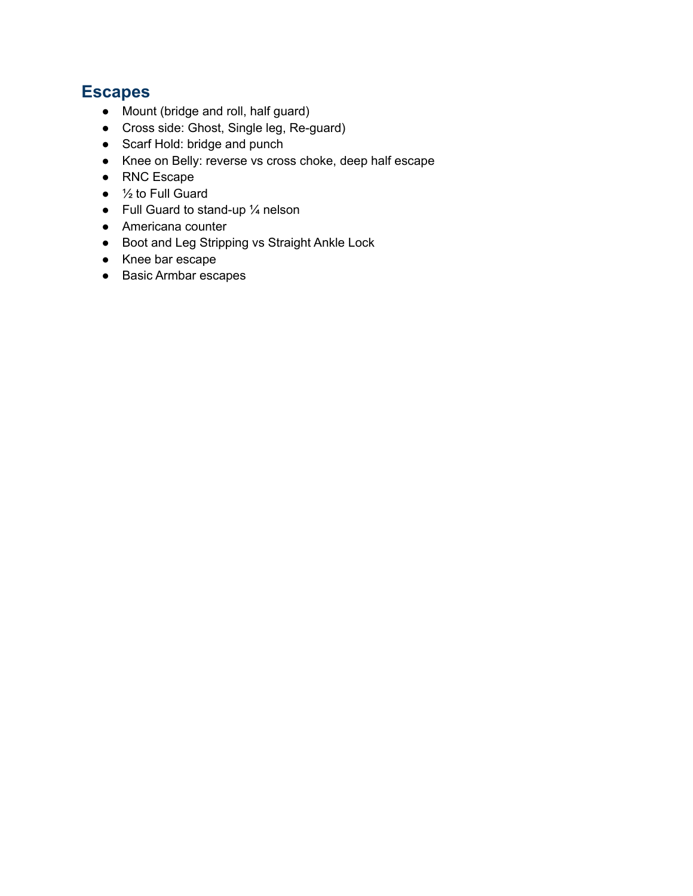## Escapes

- Mount (bridge and roll, half guard)
- Cross side: Ghost, Single leg, Re-guard)
- Scarf Hold: bridge and punch
- Knee on Belly: reverse vs cross choke, deep half escape
- RNC Escape
- ½ to Full Guard
- Full Guard to stand-up ¼ nelson
- Americana counter
- Boot and Leg Stripping vs Straight Ankle Lock
- Knee bar escape
- Basic Armbar escapes